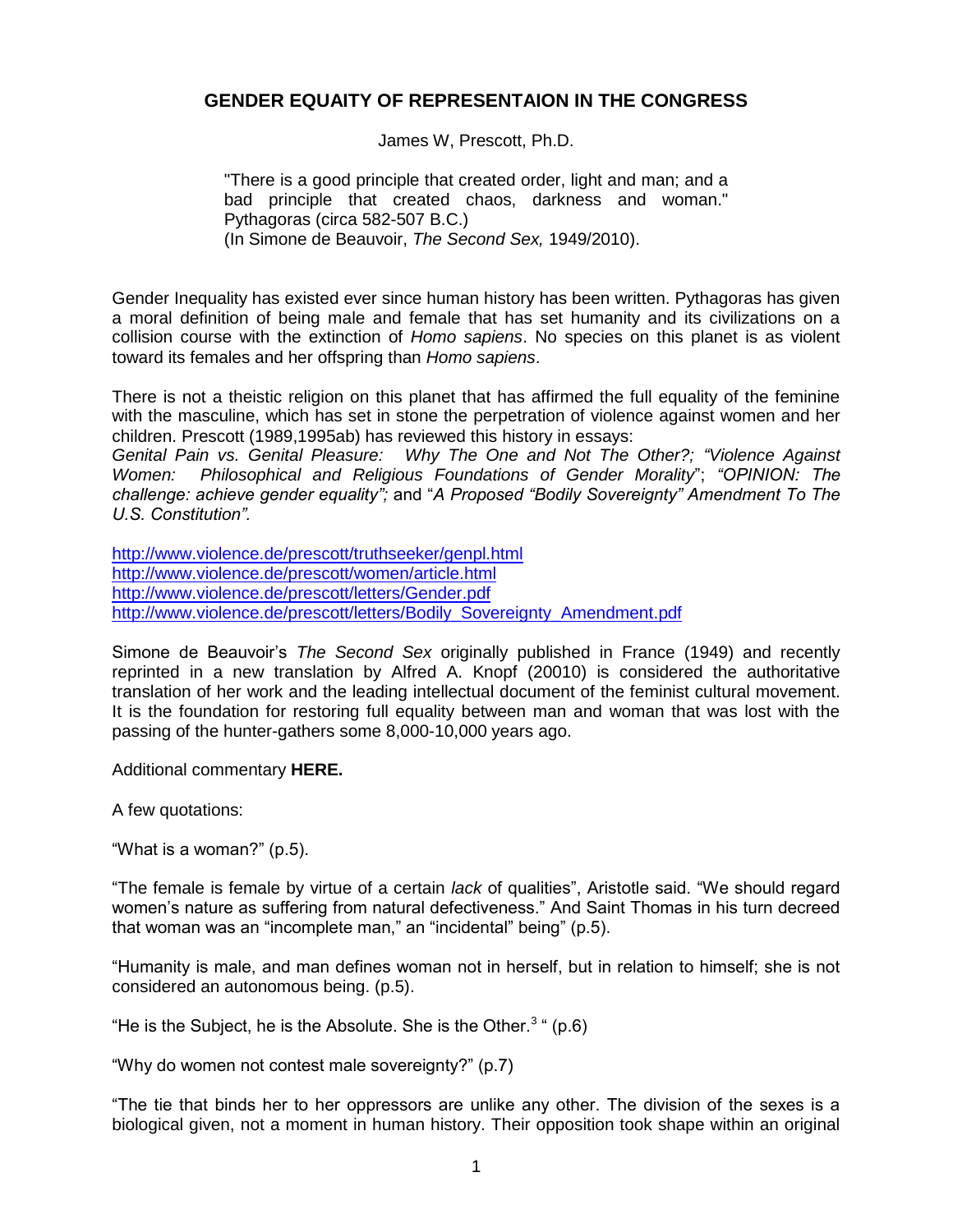# GENDER EQUAITY OF REPRESENTAION IN THE CONGRESS

James W, Prescott, Ph.D.

> "There is a good principle that created order, light and man; and a bad principle that created chaos, darkness and woman." Pythagoras (circa 582-507 B.C.)
> (In Simone de Beauvoir, *The Second Sex,* 1949/2010).

Gender Inequality has existed ever since human history has been written. Pythagoras has given a moral definition of being male and female that has set humanity and its civilizations on a collision course with the extinction of *Homo sapiens*. No species on this planet is as violent toward its females and her offspring than *Homo sapiens*.

There is not a theistic religion on this planet that has affirmed the full equality of the feminine with the masculine, which has set in stone the perpetration of violence against women and her children. Prescott (1989,1995ab) has reviewed this history in essays:
*Genital Pain vs. Genital Pleasure: Why The One and Not The Other?; "Violence Against Women: Philosophical and Religious Foundations of Gender Morality*"; *"OPINION: The challenge: achieve gender equality";* and "*A Proposed "Bodily Sovereignty" Amendment To The U.S. Constitution".*

http://www.violence.de/prescott/truthseeker/genpl.html
http://www.violence.de/prescott/women/article.html
http://www.violence.de/prescott/letters/Gender.pdf
http://www.violence.de/prescott/letters/Bodily_Sovereignty_Amendment.pdf

Simone de Beauvoir's *The Second Sex* originally published in France (1949) and recently reprinted in a new translation by Alfred A. Knopf (20010) is considered the authoritative translation of her work and the leading intellectual document of the feminist cultural movement. It is the foundation for restoring full equality between man and woman that was lost with the passing of the hunter-gathers some 8,000-10,000 years ago.

Additional commentary **HERE.**

A few quotations:

"What is a woman?" (p.5).

"The female is female by virtue of a certain *lack* of qualities", Aristotle said. "We should regard women's nature as suffering from natural defectiveness." And Saint Thomas in his turn decreed that woman was an "incomplete man," an "incidental" being" (p.5).

"Humanity is male, and man defines woman not in herself, but in relation to himself; she is not considered an autonomous being. (p.5).

"He is the Subject, he is the Absolute. She is the Other.[3] " (p.6)

"Why do women not contest male sovereignty?" (p.7)

"The tie that binds her to her oppressors are unlike any other. The division of the sexes is a biological given, not a moment in human history. Their opposition took shape within an original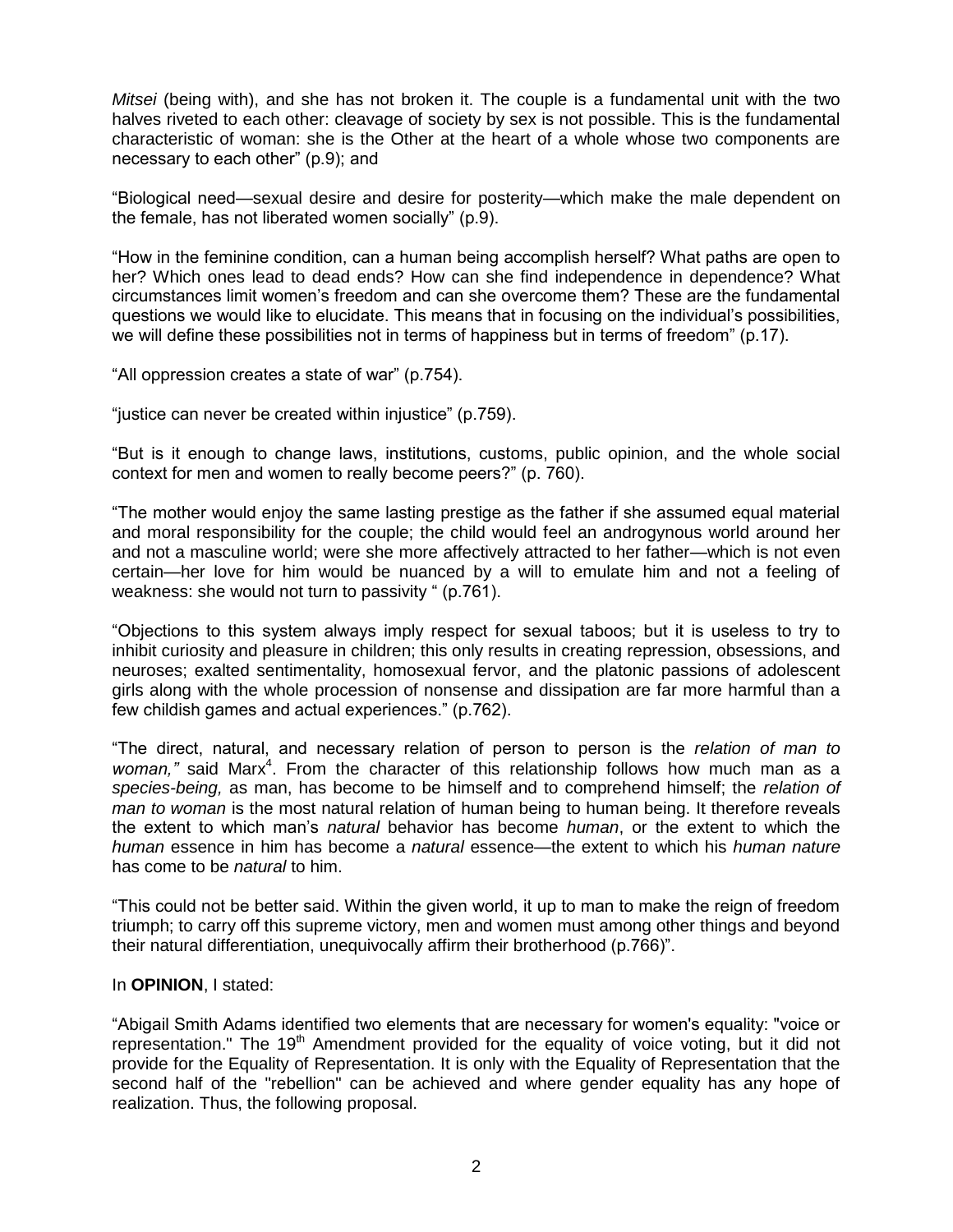*Mitsei* (being with), and she has not broken it. The couple is a fundamental unit with the two halves riveted to each other: cleavage of society by sex is not possible. This is the fundamental characteristic of woman: she is the Other at the heart of a whole whose two components are necessary to each other" (p.9); and

"Biological need—sexual desire and desire for posterity—which make the male dependent on the female, has not liberated women socially" (p.9).

"How in the feminine condition, can a human being accomplish herself? What paths are open to her? Which ones lead to dead ends? How can she find independence in dependence? What circumstances limit women's freedom and can she overcome them? These are the fundamental questions we would like to elucidate. This means that in focusing on the individual's possibilities, we will define these possibilities not in terms of happiness but in terms of freedom" (p.17).

"All oppression creates a state of war" (p.754).

"justice can never be created within injustice" (p.759).

"But is it enough to change laws, institutions, customs, public opinion, and the whole social context for men and women to really become peers?" (p. 760).

"The mother would enjoy the same lasting prestige as the father if she assumed equal material and moral responsibility for the couple; the child would feel an androgynous world around her and not a masculine world; were she more affectively attracted to her father—which is not even certain—her love for him would be nuanced by a will to emulate him and not a feeling of weakness: she would not turn to passivity " (p.761).

"Objections to this system always imply respect for sexual taboos; but it is useless to try to inhibit curiosity and pleasure in children; this only results in creating repression, obsessions, and neuroses; exalted sentimentality, homosexual fervor, and the platonic passions of adolescent girls along with the whole procession of nonsense and dissipation are far more harmful than a few childish games and actual experiences." (p.762).

"The direct, natural, and necessary relation of person to person is the *relation of man to woman,"* said Marx[4]. From the character of this relationship follows how much man as a *species-being,* as man, has become to be himself and to comprehend himself; the *relation of man to woman* is the most natural relation of human being to human being. It therefore reveals the extent to which man's *natural* behavior has become *human*, or the extent to which the *human* essence in him has become a *natural* essence—the extent to which his *human nature* has come to be *natural* to him.

"This could not be better said. Within the given world, it up to man to make the reign of freedom triumph; to carry off this supreme victory, men and women must among other things and beyond their natural differentiation, unequivocally affirm their brotherhood (p.766)".

In **OPINION**, I stated:

"Abigail Smith Adams identified two elements that are necessary for women's equality: "voice or representation." The 19th Amendment provided for the equality of voice voting, but it did not provide for the Equality of Representation. It is only with the Equality of Representation that the second half of the "rebellion" can be achieved and where gender equality has any hope of realization. Thus, the following proposal.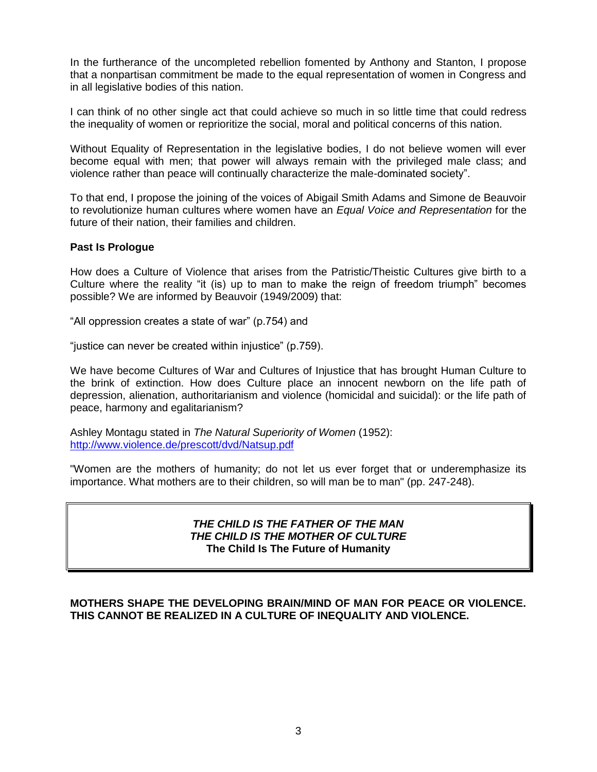In the furtherance of the uncompleted rebellion fomented by Anthony and Stanton, I propose that a nonpartisan commitment be made to the equal representation of women in Congress and in all legislative bodies of this nation.

I can think of no other single act that could achieve so much in so little time that could redress the inequality of women or reprioritize the social, moral and political concerns of this nation.

Without Equality of Representation in the legislative bodies, I do not believe women will ever become equal with men; that power will always remain with the privileged male class; and violence rather than peace will continually characterize the male-dominated society".

To that end, I propose the joining of the voices of Abigail Smith Adams and Simone de Beauvoir to revolutionize human cultures where women have an *Equal Voice and Representation* for the future of their nation, their families and children.

**Past Is Prologue**

How does a Culture of Violence that arises from the Patristic/Theistic Cultures give birth to a Culture where the reality "it (is) up to man to make the reign of freedom triumph" becomes possible? We are informed by Beauvoir (1949/2009) that:

"All oppression creates a state of war" (p.754) and

"justice can never be created within injustice" (p.759).

We have become Cultures of War and Cultures of Injustice that has brought Human Culture to the brink of extinction. How does Culture place an innocent newborn on the life path of depression, alienation, authoritarianism and violence (homicidal and suicidal): or the life path of peace, harmony and egalitarianism?

Ashley Montagu stated in *The Natural Superiority of Women* (1952): http://www.violence.de/prescott/dvd/Natsup.pdf

"Women are the mothers of humanity; do not let us ever forget that or underemphasize its importance. What mothers are to their children, so will man be to man" (pp. 247-248).

***THE CHILD IS THE FATHER OF THE MAN***
***THE CHILD IS THE MOTHER OF CULTURE***
**The Child Is The Future of Humanity**

**MOTHERS SHAPE THE DEVELOPING BRAIN/MIND OF MAN FOR PEACE OR VIOLENCE. THIS CANNOT BE REALIZED IN A CULTURE OF INEQUALITY AND VIOLENCE.**